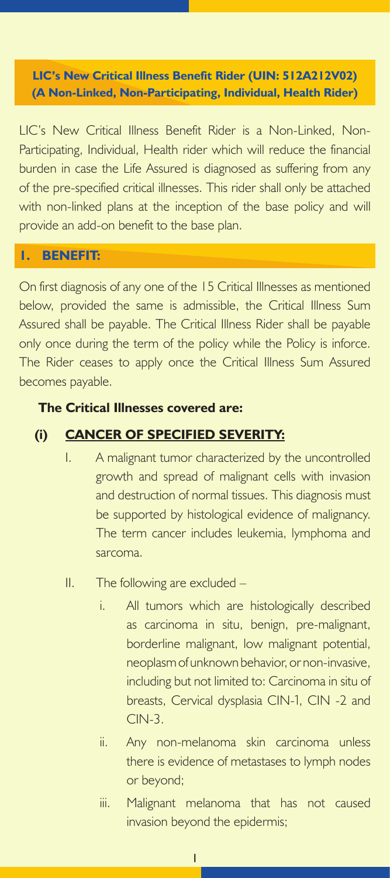**LIC's New Critical Illness Benefit Rider (UIN: 512A212V02) (A Non-Linked, Non-Participating, Individual, Health Rider)**

LIC's New Critical Illness Benefit Rider is a Non-Linked, Non-Participating, Individual, Health rider which will reduce the financial burden in case the Life Assured is diagnosed as suffering from any of the pre-specified critical illnesses. This rider shall only be attached with non-linked plans at the inception of the base policy and will provide an add-on benefit to the base plan.

## 1. BENEFIT:

On first diagnosis of any one of the 15 Critical Illnesses as mentioned below, provided the same is admissible, the Critical Illness Sum Assured shall be payable. The Critical Illness Rider shall be payable only once during the term of the policy while the Policy is inforce. The Rider ceases to apply once the Critical Illness Sum Assured becomes payable.

**The Critical Illnesses covered are:**

### (i) CANCER OF SPECIFIED SEVERITY:

I. A malignant tumor characterized by the uncontrolled growth and spread of malignant cells with invasion and destruction of normal tissues. This diagnosis must be supported by histological evidence of malignancy. The term cancer includes leukemia, lymphoma and sarcoma.

II. The following are excluded –

   i. All tumors which are histologically described as carcinoma in situ, benign, pre-malignant, borderline malignant, low malignant potential, neoplasm of unknown behavior, or non-invasive, including but not limited to: Carcinoma in situ of breasts, Cervical dysplasia CIN-1, CIN -2 and CIN-3.

   ii. Any non-melanoma skin carcinoma unless there is evidence of metastases to lymph nodes or beyond;

   iii. Malignant melanoma that has not caused invasion beyond the epidermis;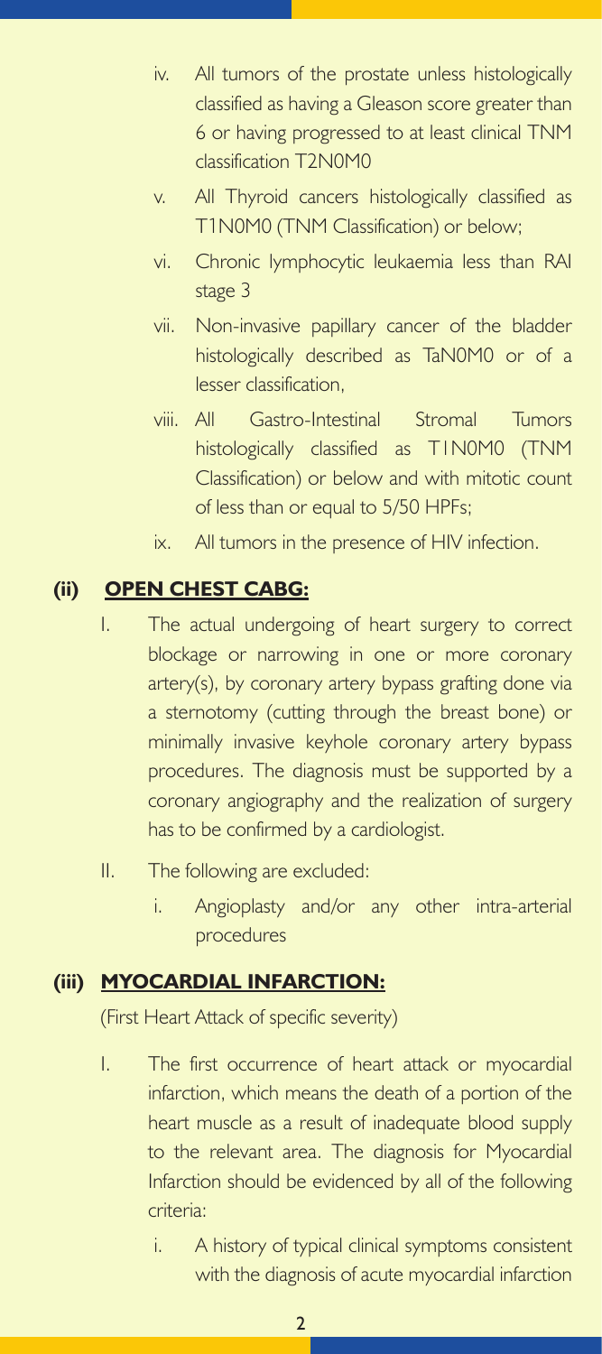iv. All tumors of the prostate unless histologically classified as having a Gleason score greater than 6 or having progressed to at least clinical TNM classification T2N0M0

v. All Thyroid cancers histologically classified as T1N0M0 (TNM Classification) or below;

vi. Chronic lymphocytic leukaemia less than RAI stage 3

vii. Non-invasive papillary cancer of the bladder histologically described as TaN0M0 or of a lesser classification,

viii. All Gastro-Intestinal Stromal Tumors histologically classified as T1N0M0 (TNM Classification) or below and with mitotic count of less than or equal to 5/50 HPFs;

ix. All tumors in the presence of HIV infection.

## (ii) OPEN CHEST CABG:

I. The actual undergoing of heart surgery to correct blockage or narrowing in one or more coronary artery(s), by coronary artery bypass grafting done via a sternotomy (cutting through the breast bone) or minimally invasive keyhole coronary artery bypass procedures. The diagnosis must be supported by a coronary angiography and the realization of surgery has to be confirmed by a cardiologist.

II. The following are excluded:

i. Angioplasty and/or any other intra-arterial procedures

## (iii) MYOCARDIAL INFARCTION:

(First Heart Attack of specific severity)

I. The first occurrence of heart attack or myocardial infarction, which means the death of a portion of the heart muscle as a result of inadequate blood supply to the relevant area. The diagnosis for Myocardial Infarction should be evidenced by all of the following criteria:

i. A history of typical clinical symptoms consistent with the diagnosis of acute myocardial infarction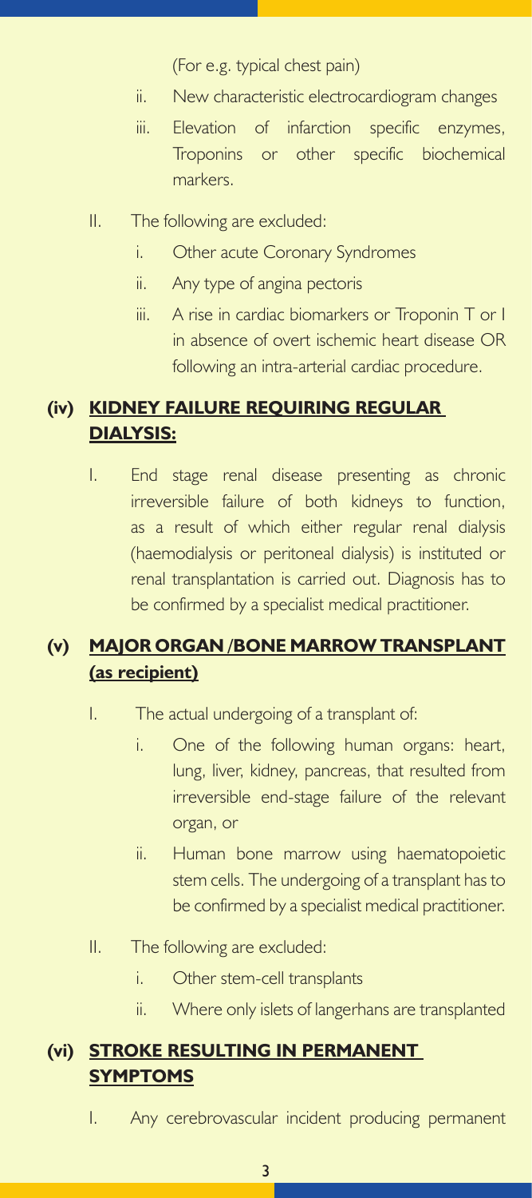(For e.g. typical chest pain)

ii. New characteristic electrocardiogram changes

iii. Elevation of infarction specific enzymes, Troponins or other specific biochemical markers.

II. The following are excluded:

i. Other acute Coronary Syndromes

ii. Any type of angina pectoris

iii. A rise in cardiac biomarkers or Troponin T or I in absence of overt ischemic heart disease OR following an intra-arterial cardiac procedure.

### (iv) **KIDNEY FAILURE REQUIRING REGULAR DIALYSIS:**

I. End stage renal disease presenting as chronic irreversible failure of both kidneys to function, as a result of which either regular renal dialysis (haemodialysis or peritoneal dialysis) is instituted or renal transplantation is carried out. Diagnosis has to be confirmed by a specialist medical practitioner.

### (v) **MAJOR ORGAN /BONE MARROW TRANSPLANT (as recipient)**

I. The actual undergoing of a transplant of:

i. One of the following human organs: heart, lung, liver, kidney, pancreas, that resulted from irreversible end-stage failure of the relevant organ, or

ii. Human bone marrow using haematopoietic stem cells. The undergoing of a transplant has to be confirmed by a specialist medical practitioner.

II. The following are excluded:

i. Other stem-cell transplants

ii. Where only islets of langerhans are transplanted

### (vi) **STROKE RESULTING IN PERMANENT SYMPTOMS**

I. Any cerebrovascular incident producing permanent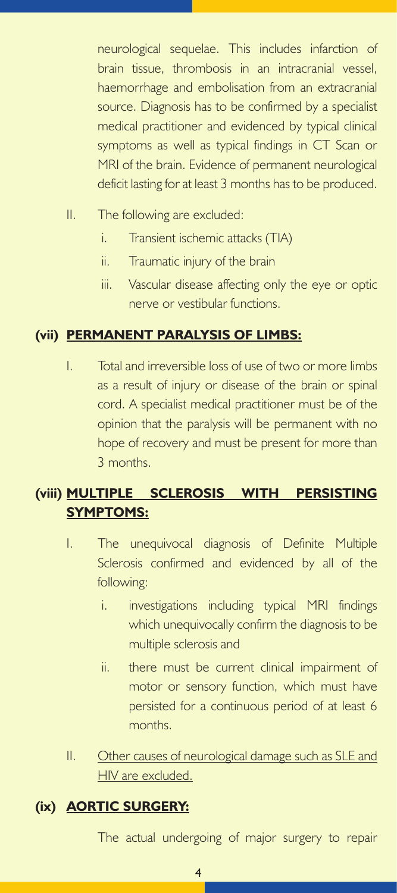neurological sequelae. This includes infarction of brain tissue, thrombosis in an intracranial vessel, haemorrhage and embolisation from an extracranial source. Diagnosis has to be confirmed by a specialist medical practitioner and evidenced by typical clinical symptoms as well as typical findings in CT Scan or MRI of the brain. Evidence of permanent neurological deficit lasting for at least 3 months has to be produced.

II. The following are excluded:
   - i. Transient ischemic attacks (TIA)
   - ii. Traumatic injury of the brain
   - iii. Vascular disease affecting only the eye or optic nerve or vestibular functions.

### (vii) <u>PERMANENT PARALYSIS OF LIMBS:</u>

I. Total and irreversible loss of use of two or more limbs as a result of injury or disease of the brain or spinal cord. A specialist medical practitioner must be of the opinion that the paralysis will be permanent with no hope of recovery and must be present for more than 3 months.

### (viii) <u>MULTIPLE SCLEROSIS WITH PERSISTING SYMPTOMS:</u>

I. The unequivocal diagnosis of Definite Multiple Sclerosis confirmed and evidenced by all of the following:
   - i. investigations including typical MRI findings which unequivocally confirm the diagnosis to be multiple sclerosis and
   - ii. there must be current clinical impairment of motor or sensory function, which must have persisted for a continuous period of at least 6 months.

II. <u>Other causes of neurological damage such as SLE and HIV are excluded.</u>

### (ix) <u>AORTIC SURGERY:</u>

The actual undergoing of major surgery to repair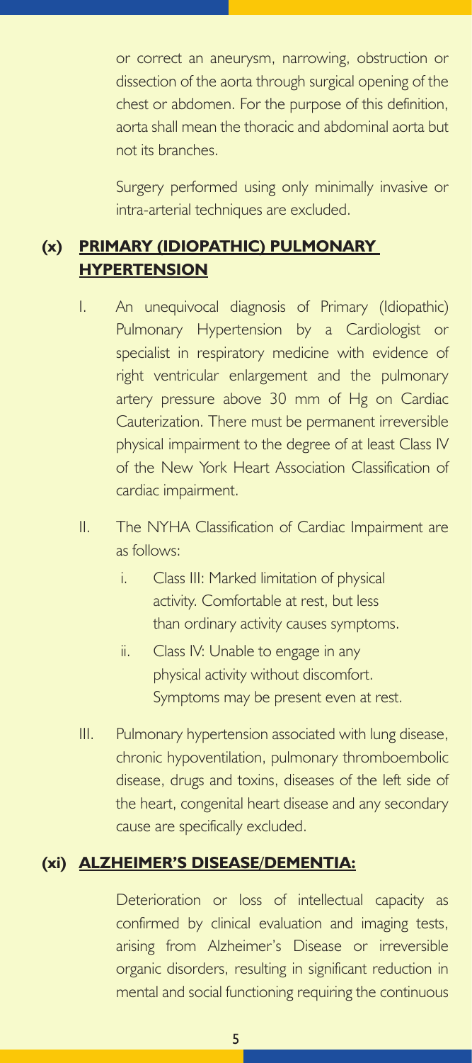or correct an aneurysm, narrowing, obstruction or dissection of the aorta through surgical opening of the chest or abdomen. For the purpose of this definition, aorta shall mean the thoracic and abdominal aorta but not its branches.

Surgery performed using only minimally invasive or intra-arterial techniques are excluded.

### (x) PRIMARY (IDIOPATHIC) PULMONARY HYPERTENSION

I. An unequivocal diagnosis of Primary (Idiopathic) Pulmonary Hypertension by a Cardiologist or specialist in respiratory medicine with evidence of right ventricular enlargement and the pulmonary artery pressure above 30 mm of Hg on Cardiac Cauterization. There must be permanent irreversible physical impairment to the degree of at least Class IV of the New York Heart Association Classification of cardiac impairment.

II. The NYHA Classification of Cardiac Impairment are as follows:

   i. Class III: Marked limitation of physical activity. Comfortable at rest, but less than ordinary activity causes symptoms.

   ii. Class IV: Unable to engage in any physical activity without discomfort. Symptoms may be present even at rest.

III. Pulmonary hypertension associated with lung disease, chronic hypoventilation, pulmonary thromboembolic disease, drugs and toxins, diseases of the left side of the heart, congenital heart disease and any secondary cause are specifically excluded.

### (xi) ALZHEIMER'S DISEASE/DEMENTIA:

Deterioration or loss of intellectual capacity as confirmed by clinical evaluation and imaging tests, arising from Alzheimer's Disease or irreversible organic disorders, resulting in significant reduction in mental and social functioning requiring the continuous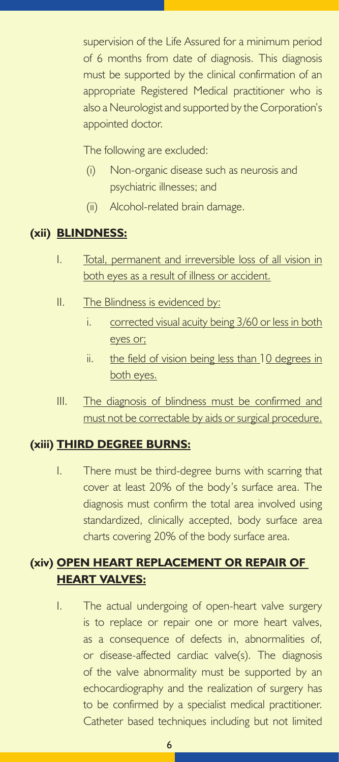supervision of the Life Assured for a minimum period of 6 months from date of diagnosis. This diagnosis must be supported by the clinical confirmation of an appropriate Registered Medical practitioner who is also a Neurologist and supported by the Corporation's appointed doctor.

The following are excluded:

(i) Non-organic disease such as neurosis and psychiatric illnesses; and

(ii) Alcohol-related brain damage.

**(xii) BLINDNESS:**

I. Total, permanent and irreversible loss of all vision in both eyes as a result of illness or accident.

II. The Blindness is evidenced by:

  i. corrected visual acuity being 3/60 or less in both eyes or;

  ii. the field of vision being less than 10 degrees in both eyes.

III. The diagnosis of blindness must be confirmed and must not be correctable by aids or surgical procedure.

**(xiii) THIRD DEGREE BURNS:**

I. There must be third-degree burns with scarring that cover at least 20% of the body's surface area. The diagnosis must confirm the total area involved using standardized, clinically accepted, body surface area charts covering 20% of the body surface area.

**(xiv) OPEN HEART REPLACEMENT OR REPAIR OF HEART VALVES:**

I. The actual undergoing of open-heart valve surgery is to replace or repair one or more heart valves, as a consequence of defects in, abnormalities of, or disease-affected cardiac valve(s). The diagnosis of the valve abnormality must be supported by an echocardiography and the realization of surgery has to be confirmed by a specialist medical practitioner. Catheter based techniques including but not limited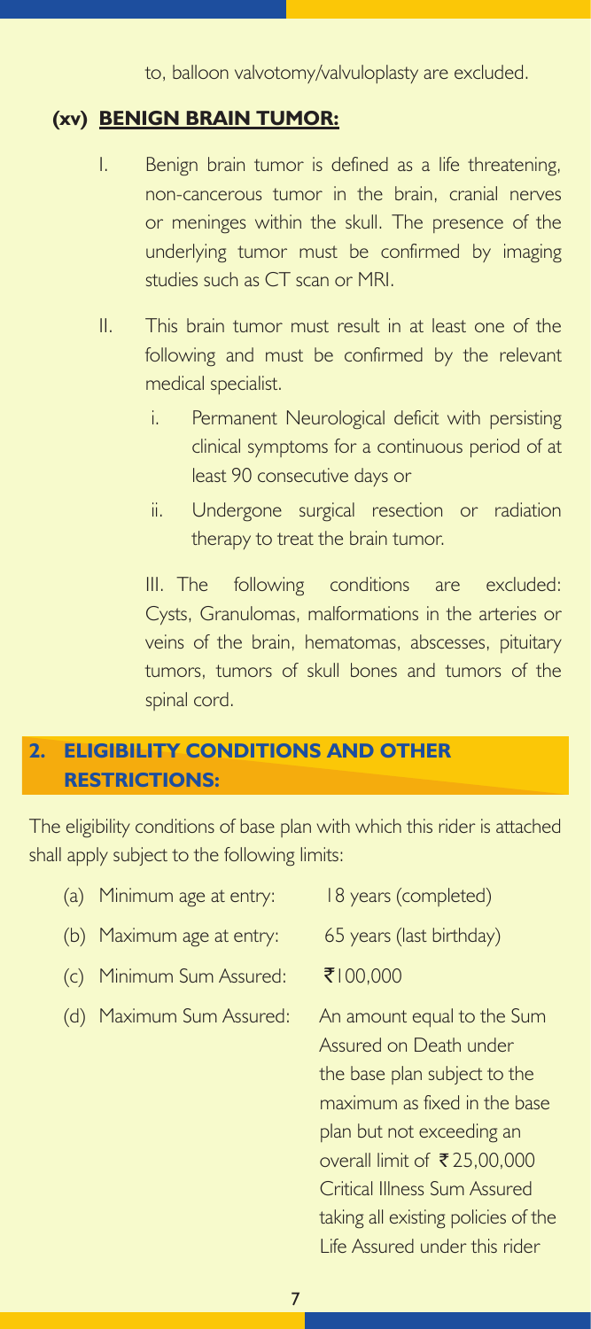to, balloon valvotomy/valvuloplasty are excluded.

### (xv) BENIGN BRAIN TUMOR:

I. Benign brain tumor is defined as a life threatening, non-cancerous tumor in the brain, cranial nerves or meninges within the skull. The presence of the underlying tumor must be confirmed by imaging studies such as CT scan or MRI.

II. This brain tumor must result in at least one of the following and must be confirmed by the relevant medical specialist.

   i. Permanent Neurological deficit with persisting clinical symptoms for a continuous period of at least 90 consecutive days or

   ii. Undergone surgical resection or radiation therapy to treat the brain tumor.

III. The following conditions are excluded: Cysts, Granulomas, malformations in the arteries or veins of the brain, hematomas, abscesses, pituitary tumors, tumors of skull bones and tumors of the spinal cord.

## 2. ELIGIBILITY CONDITIONS AND OTHER RESTRICTIONS:

The eligibility conditions of base plan with which this rider is attached shall apply subject to the following limits:

| | |
|---|---|
| (a) Minimum age at entry: | 18 years (completed) |
| (b) Maximum age at entry: | 65 years (last birthday) |
| (c) Minimum Sum Assured: | ₹100,000 |
| (d) Maximum Sum Assured: | An amount equal to the Sum Assured on Death under the base plan subject to the maximum as fixed in the base plan but not exceeding an overall limit of ₹25,00,000 Critical Illness Sum Assured taking all existing policies of the Life Assured under this rider |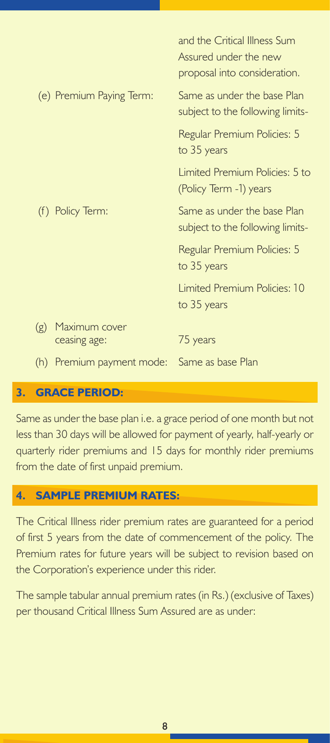| | |
|---|---|
| | and the Critical Illness Sum Assured under the new proposal into consideration. |
| (e) Premium Paying Term: | Same as under the base Plan subject to the following limits- |
| | Regular Premium Policies: 5 to 35 years |
| | Limited Premium Policies: 5 to (Policy Term -1) years |
| (f) Policy Term: | Same as under the base Plan subject to the following limits- |
| | Regular Premium Policies: 5 to 35 years |
| | Limited Premium Policies: 10 to 35 years |
| (g) Maximum cover ceasing age: | 75 years |
| (h) Premium payment mode: | Same as base Plan |

## 3. GRACE PERIOD:

Same as under the base plan i.e. a grace period of one month but not less than 30 days will be allowed for payment of yearly, half-yearly or quarterly rider premiums and 15 days for monthly rider premiums from the date of first unpaid premium.

## 4. SAMPLE PREMIUM RATES:

The Critical Illness rider premium rates are guaranteed for a period of first 5 years from the date of commencement of the policy. The Premium rates for future years will be subject to revision based on the Corporation's experience under this rider.

The sample tabular annual premium rates (in Rs.) (exclusive of Taxes) per thousand Critical Illness Sum Assured are as under: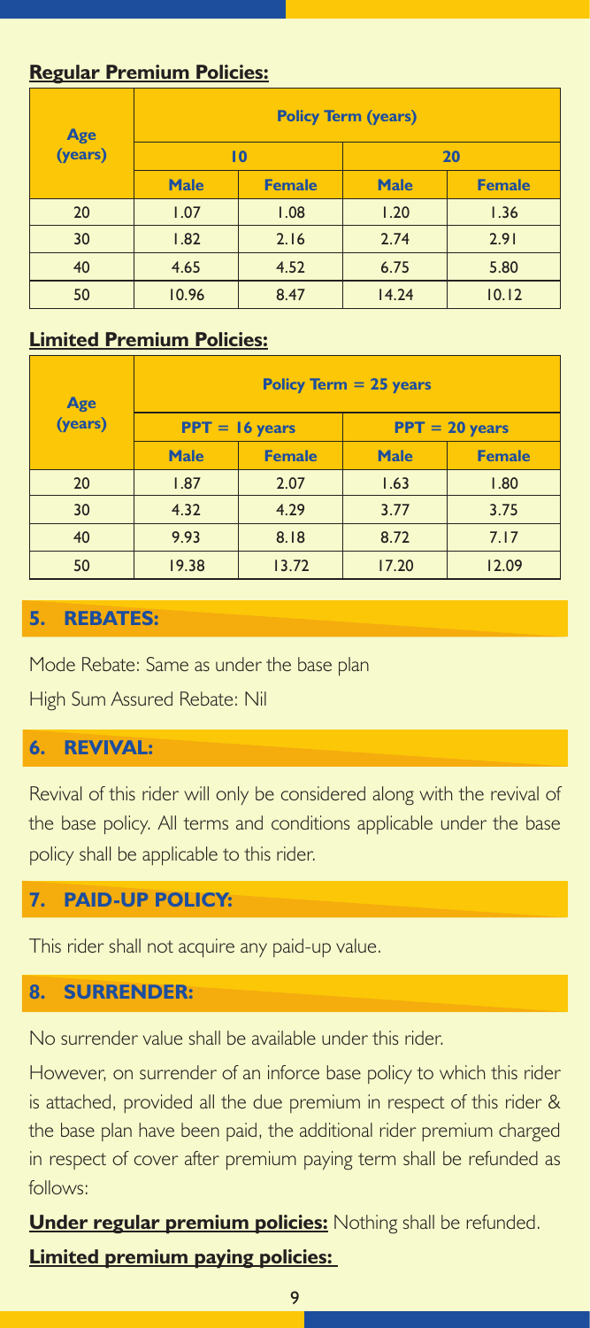**Regular Premium Policies:**

| Age (years) | Policy Term (years) | | | |
|---|---|---|---|---|
| | 10 | | 20 | |
| | Male | Female | Male | Female |
| 20 | 1.07 | 1.08 | 1.20 | 1.36 |
| 30 | 1.82 | 2.16 | 2.74 | 2.91 |
| 40 | 4.65 | 4.52 | 6.75 | 5.80 |
| 50 | 10.96 | 8.47 | 14.24 | 10.12 |

**Limited Premium Policies:**

| Age (years) | Policy Term = 25 years | | | |
|---|---|---|---|---|
| | PPT = 16 years | | PPT = 20 years | |
| | Male | Female | Male | Female |
| 20 | 1.87 | 2.07 | 1.63 | 1.80 |
| 30 | 4.32 | 4.29 | 3.77 | 3.75 |
| 40 | 9.93 | 8.18 | 8.72 | 7.17 |
| 50 | 19.38 | 13.72 | 17.20 | 12.09 |

## 5. REBATES:

Mode Rebate: Same as under the base plan

High Sum Assured Rebate: Nil

## 6. REVIVAL:

Revival of this rider will only be considered along with the revival of the base policy. All terms and conditions applicable under the base policy shall be applicable to this rider.

## 7. PAID-UP POLICY:

This rider shall not acquire any paid-up value.

## 8. SURRENDER:

No surrender value shall be available under this rider.

However, on surrender of an inforce base policy to which this rider is attached, provided all the due premium in respect of this rider & the base plan have been paid, the additional rider premium charged in respect of cover after premium paying term shall be refunded as follows:

**Under regular premium policies:** Nothing shall be refunded.

**Limited premium paying policies:**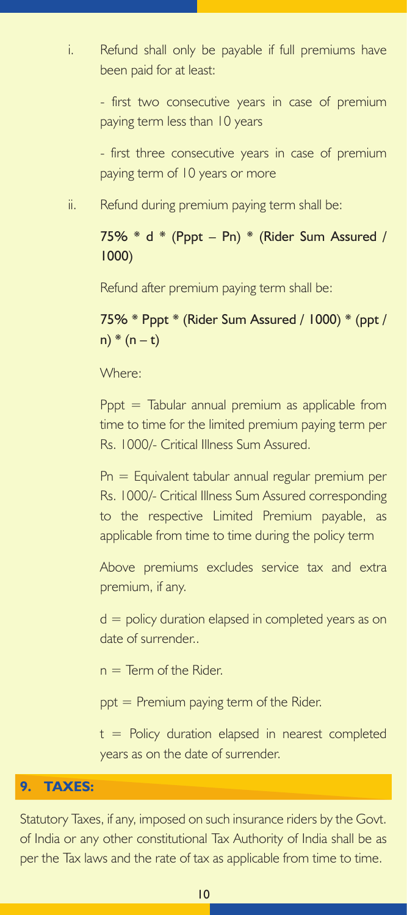i. Refund shall only be payable if full premiums have been paid for at least:

   - first two consecutive years in case of premium paying term less than 10 years

   - first three consecutive years in case of premium paying term of 10 years or more

ii. Refund during premium paying term shall be:

   **75% * d * (Pppt – Pn) * (Rider Sum Assured / 1000)**

   Refund after premium paying term shall be:

   **75% * Pppt * (Rider Sum Assured / 1000) * (ppt / n) * (n – t)**

   Where:

   Pppt = Tabular annual premium as applicable from time to time for the limited premium paying term per Rs. 1000/- Critical Illness Sum Assured.

   Pn = Equivalent tabular annual regular premium per Rs. 1000/- Critical Illness Sum Assured corresponding to the respective Limited Premium payable, as applicable from time to time during the policy term

   Above premiums excludes service tax and extra premium, if any.

   d = policy duration elapsed in completed years as on date of surrender..

   n = Term of the Rider.

   ppt = Premium paying term of the Rider.

   t = Policy duration elapsed in nearest completed years as on the date of surrender.

## 9. TAXES:

Statutory Taxes, if any, imposed on such insurance riders by the Govt. of India or any other constitutional Tax Authority of India shall be as per the Tax laws and the rate of tax as applicable from time to time.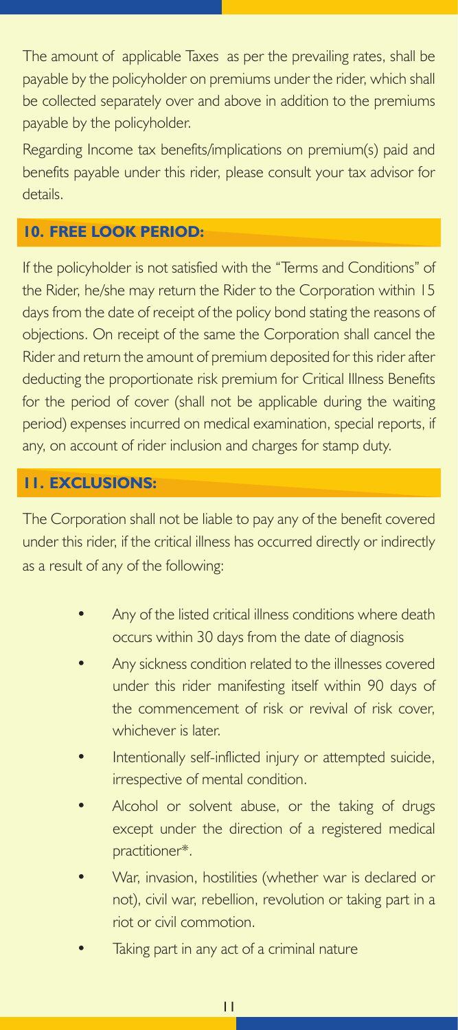The amount of applicable Taxes as per the prevailing rates, shall be payable by the policyholder on premiums under the rider, which shall be collected separately over and above in addition to the premiums payable by the policyholder.

Regarding Income tax benefits/implications on premium(s) paid and benefits payable under this rider, please consult your tax advisor for details.

## 10. FREE LOOK PERIOD:

If the policyholder is not satisfied with the "Terms and Conditions" of the Rider, he/she may return the Rider to the Corporation within 15 days from the date of receipt of the policy bond stating the reasons of objections. On receipt of the same the Corporation shall cancel the Rider and return the amount of premium deposited for this rider after deducting the proportionate risk premium for Critical Illness Benefits for the period of cover (shall not be applicable during the waiting period) expenses incurred on medical examination, special reports, if any, on account of rider inclusion and charges for stamp duty.

## 11. EXCLUSIONS:

The Corporation shall not be liable to pay any of the benefit covered under this rider, if the critical illness has occurred directly or indirectly as a result of any of the following:

- Any of the listed critical illness conditions where death occurs within 30 days from the date of diagnosis
- Any sickness condition related to the illnesses covered under this rider manifesting itself within 90 days of the commencement of risk or revival of risk cover, whichever is later.
- Intentionally self-inflicted injury or attempted suicide, irrespective of mental condition.
- Alcohol or solvent abuse, or the taking of drugs except under the direction of a registered medical practitioner*.
- War, invasion, hostilities (whether war is declared or not), civil war, rebellion, revolution or taking part in a riot or civil commotion.
- Taking part in any act of a criminal nature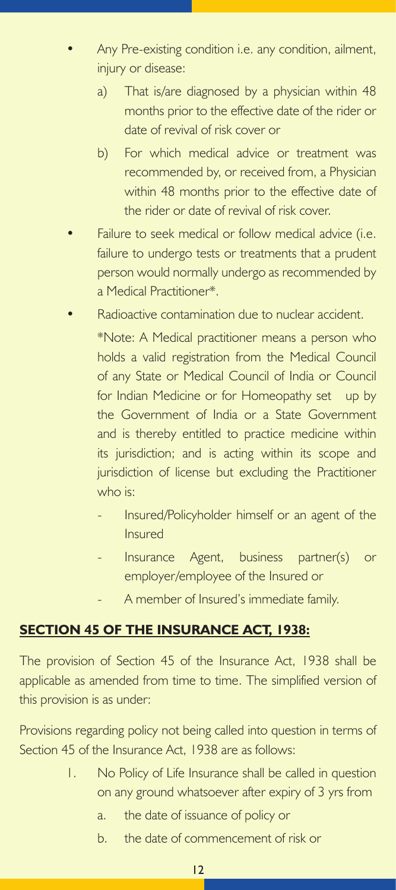- Any Pre-existing condition i.e. any condition, ailment, injury or disease:
    a) That is/are diagnosed by a physician within 48 months prior to the effective date of the rider or date of revival of risk cover or
    b) For which medical advice or treatment was recommended by, or received from, a Physician within 48 months prior to the effective date of the rider or date of revival of risk cover.
- Failure to seek medical or follow medical advice (i.e. failure to undergo tests or treatments that a prudent person would normally undergo as recommended by a Medical Practitioner*.
- Radioactive contamination due to nuclear accident.

  *Note: A Medical practitioner means a person who holds a valid registration from the Medical Council of any State or Medical Council of India or Council for Indian Medicine or for Homeopathy set up by the Government of India or a State Government and is thereby entitled to practice medicine within its jurisdiction; and is acting within its scope and jurisdiction of license but excluding the Practitioner who is:
    - Insured/Policyholder himself or an agent of the Insured
    - Insurance Agent, business partner(s) or employer/employee of the Insured or
    - A member of Insured's immediate family.

## SECTION 45 OF THE INSURANCE ACT, 1938:

The provision of Section 45 of the Insurance Act, 1938 shall be applicable as amended from time to time. The simplified version of this provision is as under:

Provisions regarding policy not being called into question in terms of Section 45 of the Insurance Act, 1938 are as follows:

1. No Policy of Life Insurance shall be called in question on any ground whatsoever after expiry of 3 yrs from
    a. the date of issuance of policy or
    b. the date of commencement of risk or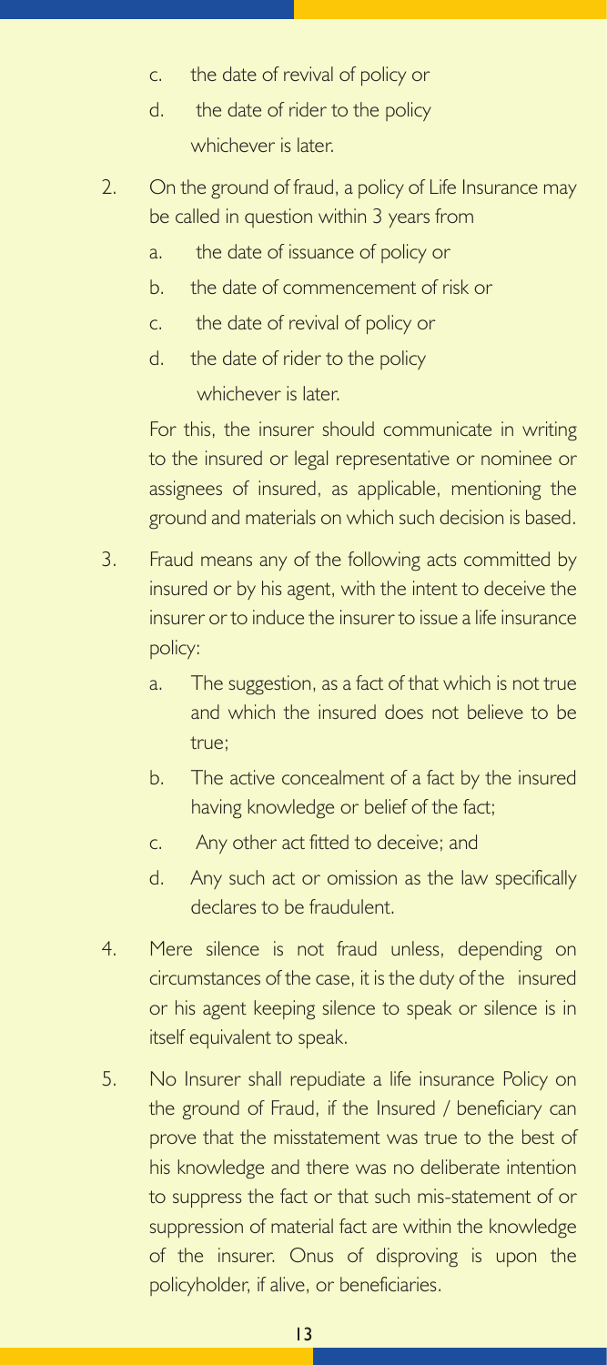c. the date of revival of policy or

d. the date of rider to the policy
   whichever is later.

2. On the ground of fraud, a policy of Life Insurance may be called in question within 3 years from

   a. the date of issuance of policy or
   b. the date of commencement of risk or
   c. the date of revival of policy or
   d. the date of rider to the policy
      whichever is later.

   For this, the insurer should communicate in writing to the insured or legal representative or nominee or assignees of insured, as applicable, mentioning the ground and materials on which such decision is based.

3. Fraud means any of the following acts committed by insured or by his agent, with the intent to deceive the insurer or to induce the insurer to issue a life insurance policy:

   a. The suggestion, as a fact of that which is not true and which the insured does not believe to be true;
   b. The active concealment of a fact by the insured having knowledge or belief of the fact;
   c. Any other act fitted to deceive; and
   d. Any such act or omission as the law specifically declares to be fraudulent.

4. Mere silence is not fraud unless, depending on circumstances of the case, it is the duty of the insured or his agent keeping silence to speak or silence is in itself equivalent to speak.

5. No Insurer shall repudiate a life insurance Policy on the ground of Fraud, if the Insured / beneficiary can prove that the misstatement was true to the best of his knowledge and there was no deliberate intention to suppress the fact or that such mis-statement of or suppression of material fact are within the knowledge of the insurer. Onus of disproving is upon the policyholder, if alive, or beneficiaries.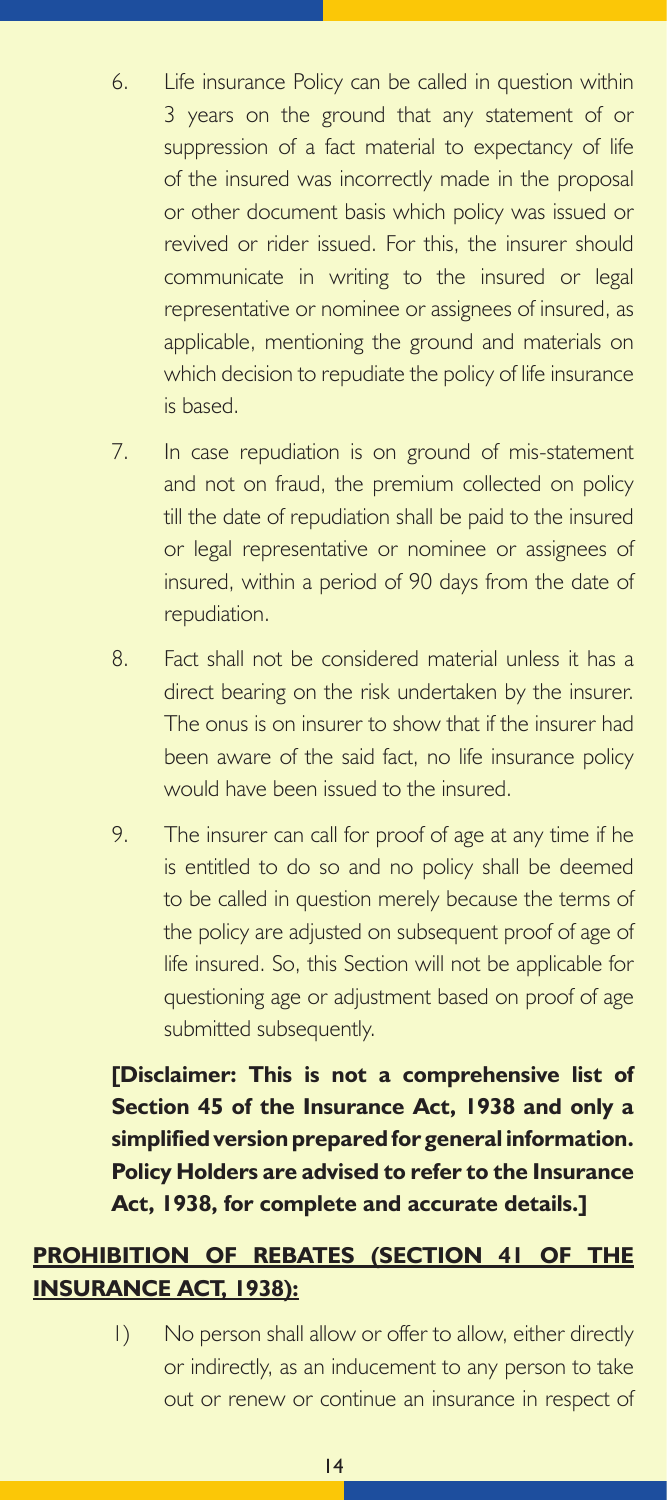6. Life insurance Policy can be called in question within 3 years on the ground that any statement of or suppression of a fact material to expectancy of life of the insured was incorrectly made in the proposal or other document basis which policy was issued or revived or rider issued. For this, the insurer should communicate in writing to the insured or legal representative or nominee or assignees of insured, as applicable, mentioning the ground and materials on which decision to repudiate the policy of life insurance is based.

7. In case repudiation is on ground of mis-statement and not on fraud, the premium collected on policy till the date of repudiation shall be paid to the insured or legal representative or nominee or assignees of insured, within a period of 90 days from the date of repudiation.

8. Fact shall not be considered material unless it has a direct bearing on the risk undertaken by the insurer. The onus is on insurer to show that if the insurer had been aware of the said fact, no life insurance policy would have been issued to the insured.

9. The insurer can call for proof of age at any time if he is entitled to do so and no policy shall be deemed to be called in question merely because the terms of the policy are adjusted on subsequent proof of age of life insured. So, this Section will not be applicable for questioning age or adjustment based on proof of age submitted subsequently.

**[Disclaimer: This is not a comprehensive list of Section 45 of the Insurance Act, 1938 and only a simplified version prepared for general information. Policy Holders are advised to refer to the Insurance Act, 1938, for complete and accurate details.]**

## PROHIBITION OF REBATES (SECTION 41 OF THE INSURANCE ACT, 1938):

1) No person shall allow or offer to allow, either directly or indirectly, as an inducement to any person to take out or renew or continue an insurance in respect of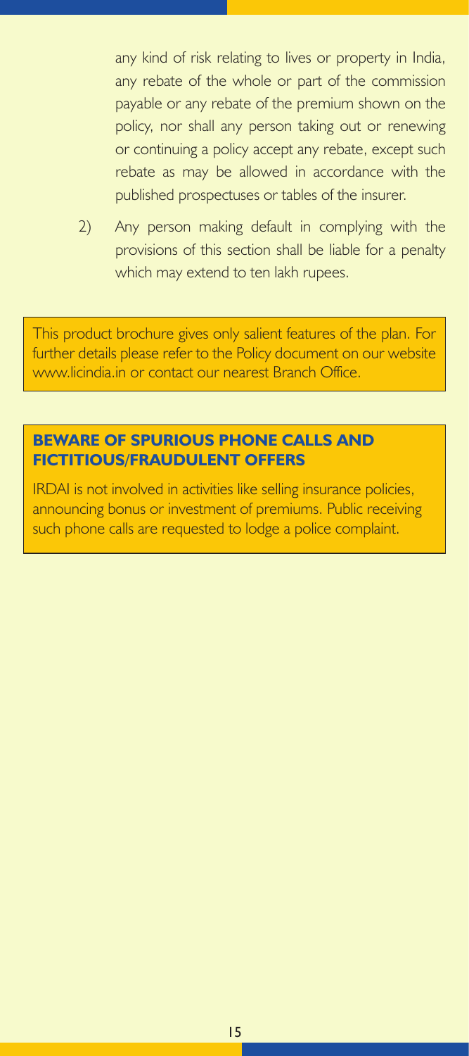any kind of risk relating to lives or property in India, any rebate of the whole or part of the commission payable or any rebate of the premium shown on the policy, nor shall any person taking out or renewing or continuing a policy accept any rebate, except such rebate as may be allowed in accordance with the published prospectuses or tables of the insurer.

2) Any person making default in complying with the provisions of this section shall be liable for a penalty which may extend to ten lakh rupees.

This product brochure gives only salient features of the plan. For further details please refer to the Policy document on our website www.licindia.in or contact our nearest Branch Office.

**BEWARE OF SPURIOUS PHONE CALLS AND FICTITIOUS/FRAUDULENT OFFERS**

IRDAI is not involved in activities like selling insurance policies, announcing bonus or investment of premiums. Public receiving such phone calls are requested to lodge a police complaint.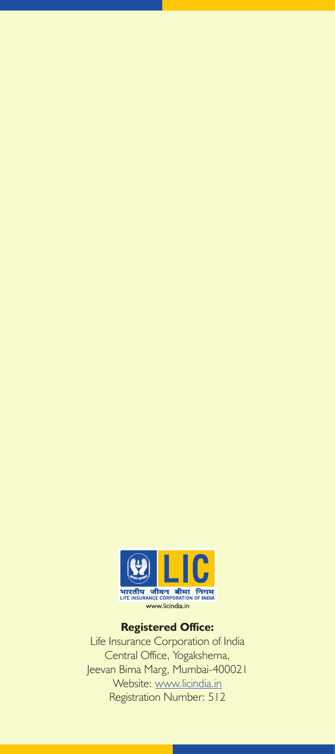LIC

भारतीय जीवन बीमा निगम

LIFE INSURANCE CORPORATION OF INDIA

www.licindia.in

**Registered Office:**

Life Insurance Corporation of India
Central Office, Yogakshema,
Jeevan Bima Marg, Mumbai-400021
Website: www.licindia.in
Registration Number: 512